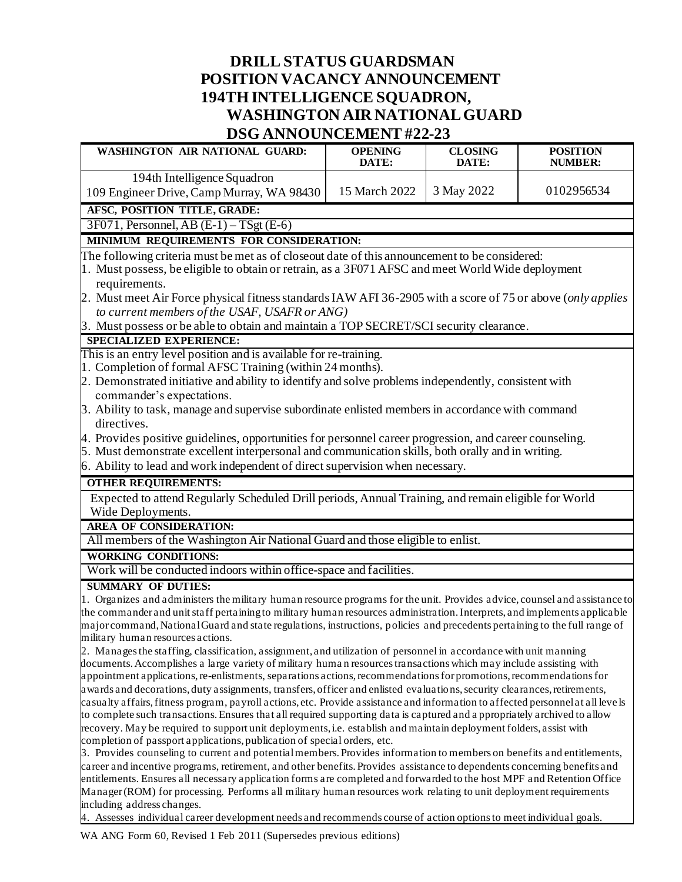# DRILL STATUS GUARDSMAN POSITION VACANCY ANNOUNCEMENT 194TH INTELLIGENCE SQUADRON, WASHINGTON AIR NATIONAL GUARD DSG ANNOUNCEMENT #22-23

| WASHINGTON AIR NATIONAL GUARD: | OPENING DATE: | CLOSING DATE: | POSITION NUMBER: |
| --- | --- | --- | --- |
| 194th Intelligence Squadron<br>109 Engineer Drive, Camp Murray, WA 98430 | 15 March 2022 | 3 May 2022 | 0102956534 |

**AFSC, POSITION TITLE, GRADE:**

3F071, Personnel, AB (E-1) – TSgt (E-6)

**MINIMUM REQUIREMENTS FOR CONSIDERATION:**

The following criteria must be met as of closeout date of this announcement to be considered:

1. Must possess, be eligible to obtain or retrain, as a 3F071 AFSC and meet World Wide deployment requirements.
2. Must meet Air Force physical fitness standards IAW AFI 36-2905 with a score of 75 or above (*only applies to current members of the USAF, USAFR or ANG)*
3. Must possess or be able to obtain and maintain a TOP SECRET/SCI security clearance.

**SPECIALIZED EXPERIENCE:**

This is an entry level position and is available for re-training.

1. Completion of formal AFSC Training (within 24 months).
2. Demonstrated initiative and ability to identify and solve problems independently, consistent with commander's expectations.
3. Ability to task, manage and supervise subordinate enlisted members in accordance with command directives.
4. Provides positive guidelines, opportunities for personnel career progression, and career counseling.
5. Must demonstrate excellent interpersonal and communication skills, both orally and in writing.
6. Ability to lead and work independent of direct supervision when necessary.

**OTHER REQUIREMENTS:**

Expected to attend Regularly Scheduled Drill periods, Annual Training, and remain eligible for World Wide Deployments.

**AREA OF CONSIDERATION:**

All members of the Washington Air National Guard and those eligible to enlist.

**WORKING CONDITIONS:**

Work will be conducted indoors within office-space and facilities.

**SUMMARY OF DUTIES:**

1. Organizes and administers the military human resource programs for the unit. Provides advice, counsel and assistance to the commander and unit staff pertaining to military human resources administration. Interprets, and implements applicable major command, National Guard and state regulations, instructions, policies and precedents pertaining to the full range of military human resources actions.
2. Manages the staffing, classification, assignment, and utilization of personnel in accordance with unit manning documents. Accomplishes a large variety of military human resources transactions which may include assisting with appointment applications, re-enlistments, separations actions, recommendations for promotions, recommendations for awards and decorations, duty assignments, transfers, officer and enlisted evaluations, security clearances, retirements, casualty affairs, fitness program, payroll actions, etc. Provide assistance and information to affected personnel at all levels to complete such transactions. Ensures that all required supporting data is captured and appropriately archived to allow recovery. May be required to support unit deployments, i.e. establish and maintain deployment folders, assist with completion of passport applications, publication of special orders, etc.
3. Provides counseling to current and potential members. Provides information to members on benefits and entitlements, career and incentive programs, retirement, and other benefits. Provides assistance to dependents concerning benefits and entitlements. Ensures all necessary application forms are completed and forwarded to the host MPF and Retention Office Manager (ROM) for processing. Performs all military human resources work relating to unit deployment requirements including address changes.
4. Assesses individual career development needs and recommends course of action options to meet individual goals.

WA ANG Form 60, Revised 1 Feb 2011 (Supersedes previous editions)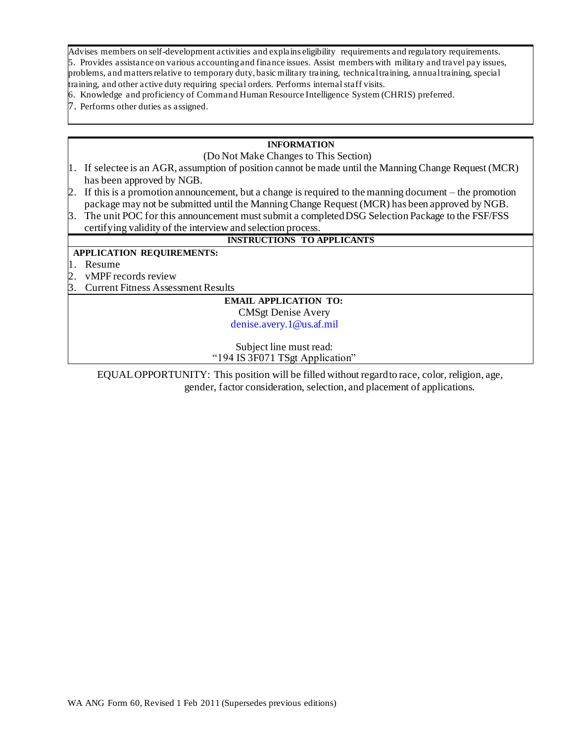Advises members on self-development activities and explains eligibility requirements and regulatory requirements.

5. Provides assistance on various accounting and finance issues. Assist members with military and travel pay issues, problems, and matters relative to temporary duty, basic military training, technical training, annual training, special training, and other active duty requiring special orders. Performs internal staff visits.
6. Knowledge and proficiency of Command Human Resource Intelligence System (CHRIS) preferred.
7. Performs other duties as assigned.

**INFORMATION**

(Do Not Make Changes to This Section)

1. If selectee is an AGR, assumption of position cannot be made until the Manning Change Request (MCR) has been approved by NGB.
2. If this is a promotion announcement, but a change is required to the manning document – the promotion package may not be submitted until the Manning Change Request (MCR) has been approved by NGB.
3. The unit POC for this announcement must submit a completed DSG Selection Package to the FSF/FSS certifying validity of the interview and selection process.

**INSTRUCTIONS TO APPLICANTS**

**APPLICATION REQUIREMENTS:**

1. Resume
2. vMPF records review
3. Current Fitness Assessment Results

**EMAIL APPLICATION TO:**

CMSgt Denise Avery

denise.avery.1@us.af.mil

Subject line must read:

"194 IS 3F071 TSgt Application"

EQUAL OPPORTUNITY: This position will be filled without regard to race, color, religion, age, gender, factor consideration, selection, and placement of applications.

WA ANG Form 60, Revised 1 Feb 2011 (Supersedes previous editions)